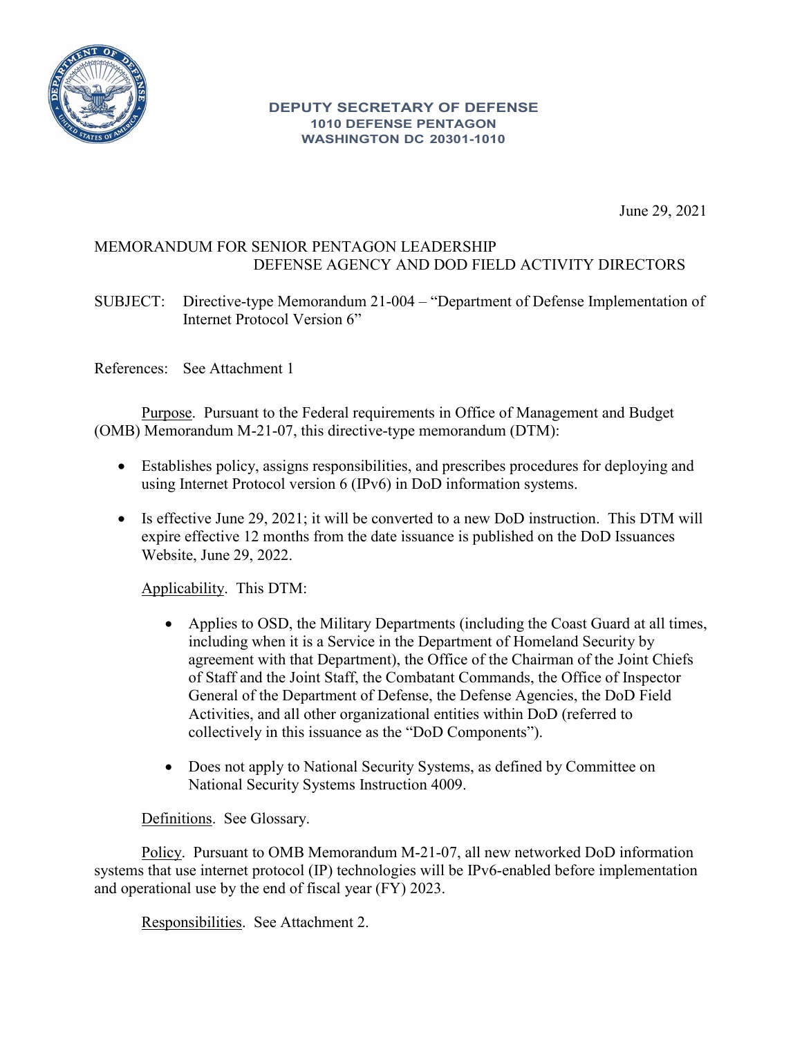**DEPUTY SECRETARY OF DEFENSE**
**1010 DEFENSE PENTAGON**
**WASHINGTON DC 20301-1010**

June 29, 2021

MEMORANDUM FOR SENIOR PENTAGON LEADERSHIP
DEFENSE AGENCY AND DOD FIELD ACTIVITY DIRECTORS

SUBJECT: Directive-type Memorandum 21-004 – "Department of Defense Implementation of Internet Protocol Version 6"

References: See Attachment 1

Purpose. Pursuant to the Federal requirements in Office of Management and Budget (OMB) Memorandum M-21-07, this directive-type memorandum (DTM):

- Establishes policy, assigns responsibilities, and prescribes procedures for deploying and using Internet Protocol version 6 (IPv6) in DoD information systems.
- Is effective June 29, 2021; it will be converted to a new DoD instruction. This DTM will expire effective 12 months from the date issuance is published on the DoD Issuances Website, June 29, 2022.

Applicability. This DTM:

- Applies to OSD, the Military Departments (including the Coast Guard at all times, including when it is a Service in the Department of Homeland Security by agreement with that Department), the Office of the Chairman of the Joint Chiefs of Staff and the Joint Staff, the Combatant Commands, the Office of Inspector General of the Department of Defense, the Defense Agencies, the DoD Field Activities, and all other organizational entities within DoD (referred to collectively in this issuance as the "DoD Components").
- Does not apply to National Security Systems, as defined by Committee on National Security Systems Instruction 4009.

Definitions. See Glossary.

Policy. Pursuant to OMB Memorandum M-21-07, all new networked DoD information systems that use internet protocol (IP) technologies will be IPv6-enabled before implementation and operational use by the end of fiscal year (FY) 2023.

Responsibilities. See Attachment 2.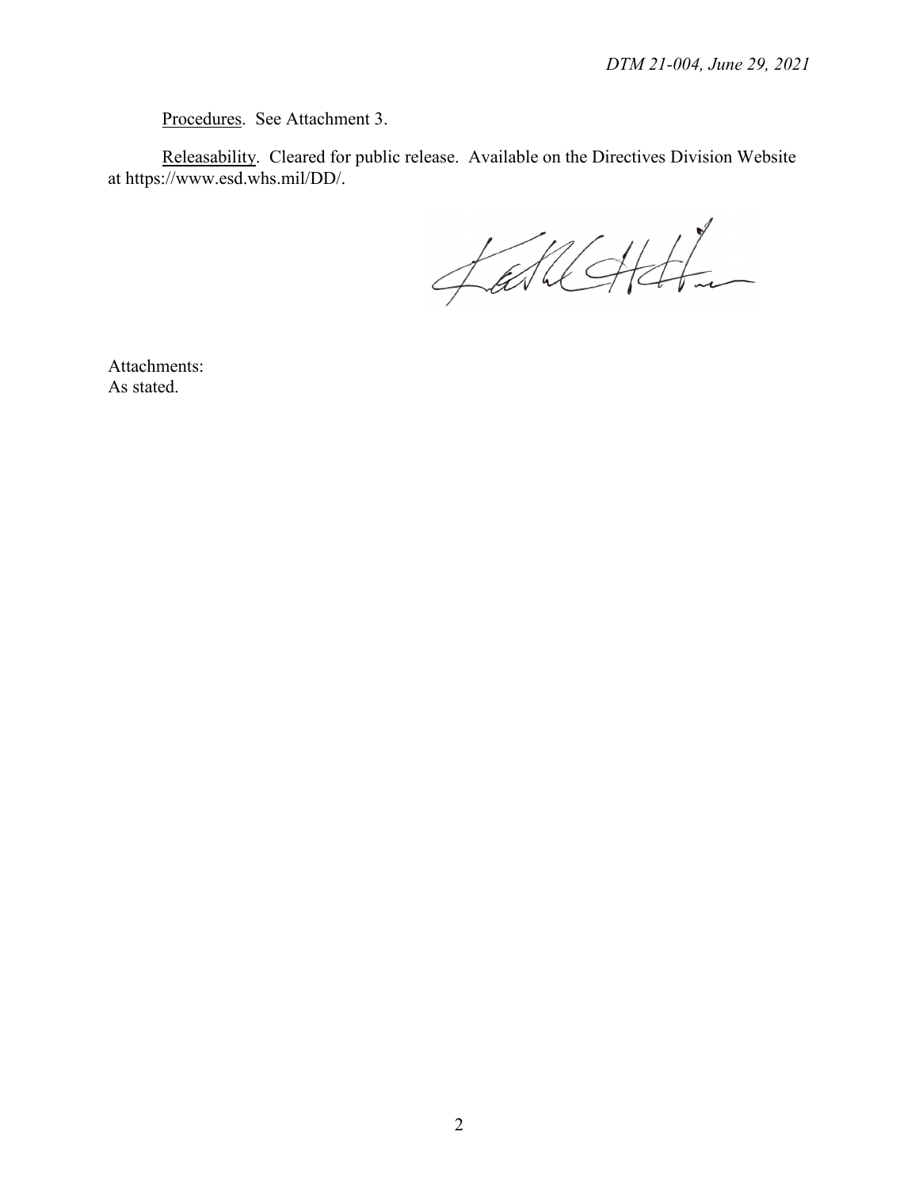Procedures. See Attachment 3.

Releasability. Cleared for public release. Available on the Directives Division Website at https://www.esd.whs.mil/DD/.

Attachments:
As stated.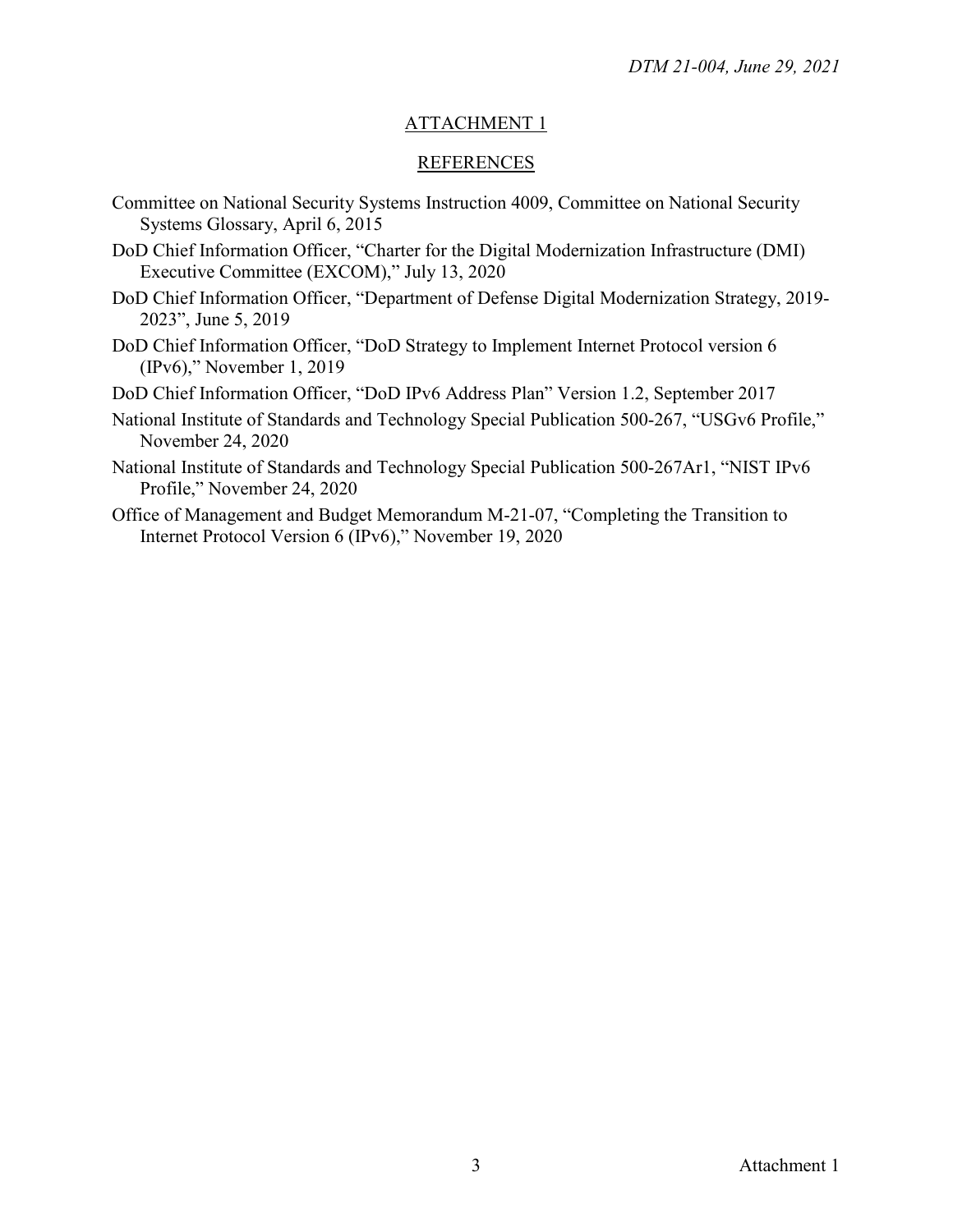## ATTACHMENT 1

## REFERENCES

Committee on National Security Systems Instruction 4009, Committee on National Security Systems Glossary, April 6, 2015

DoD Chief Information Officer, "Charter for the Digital Modernization Infrastructure (DMI) Executive Committee (EXCOM)," July 13, 2020

DoD Chief Information Officer, "Department of Defense Digital Modernization Strategy, 2019-2023", June 5, 2019

DoD Chief Information Officer, "DoD Strategy to Implement Internet Protocol version 6 (IPv6)," November 1, 2019

DoD Chief Information Officer, "DoD IPv6 Address Plan" Version 1.2, September 2017

National Institute of Standards and Technology Special Publication 500-267, "USGv6 Profile," November 24, 2020

National Institute of Standards and Technology Special Publication 500-267Ar1, "NIST IPv6 Profile," November 24, 2020

Office of Management and Budget Memorandum M-21-07, "Completing the Transition to Internet Protocol Version 6 (IPv6)," November 19, 2020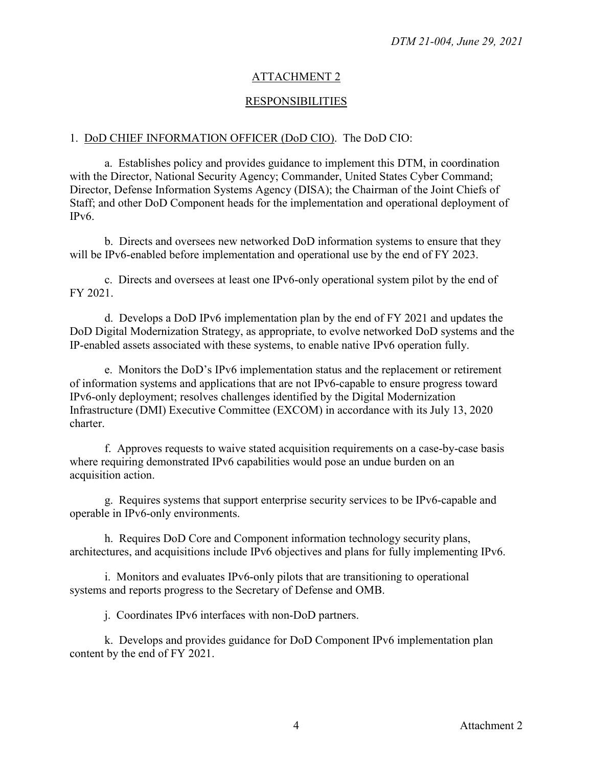## ATTACHMENT 2

## RESPONSIBILITIES

1. DoD CHIEF INFORMATION OFFICER (DoD CIO). The DoD CIO:

a. Establishes policy and provides guidance to implement this DTM, in coordination with the Director, National Security Agency; Commander, United States Cyber Command; Director, Defense Information Systems Agency (DISA); the Chairman of the Joint Chiefs of Staff; and other DoD Component heads for the implementation and operational deployment of IPv6.

b. Directs and oversees new networked DoD information systems to ensure that they will be IPv6-enabled before implementation and operational use by the end of FY 2023.

c. Directs and oversees at least one IPv6-only operational system pilot by the end of FY 2021.

d. Develops a DoD IPv6 implementation plan by the end of FY 2021 and updates the DoD Digital Modernization Strategy, as appropriate, to evolve networked DoD systems and the IP-enabled assets associated with these systems, to enable native IPv6 operation fully.

e. Monitors the DoD's IPv6 implementation status and the replacement or retirement of information systems and applications that are not IPv6-capable to ensure progress toward IPv6-only deployment; resolves challenges identified by the Digital Modernization Infrastructure (DMI) Executive Committee (EXCOM) in accordance with its July 13, 2020 charter.

f. Approves requests to waive stated acquisition requirements on a case-by-case basis where requiring demonstrated IPv6 capabilities would pose an undue burden on an acquisition action.

g. Requires systems that support enterprise security services to be IPv6-capable and operable in IPv6-only environments.

h. Requires DoD Core and Component information technology security plans, architectures, and acquisitions include IPv6 objectives and plans for fully implementing IPv6.

i. Monitors and evaluates IPv6-only pilots that are transitioning to operational systems and reports progress to the Secretary of Defense and OMB.

j. Coordinates IPv6 interfaces with non-DoD partners.

k. Develops and provides guidance for DoD Component IPv6 implementation plan content by the end of FY 2021.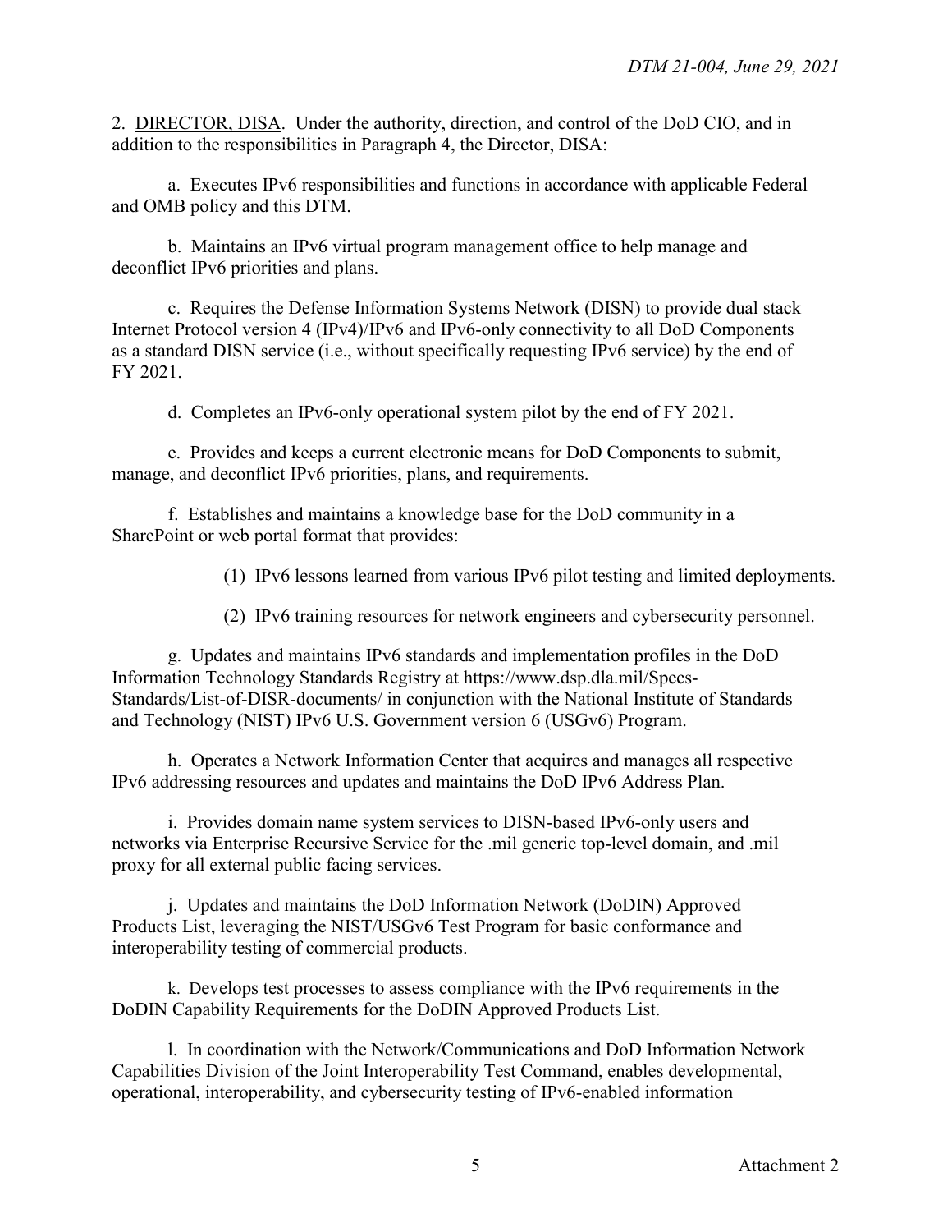2. DIRECTOR, DISA. Under the authority, direction, and control of the DoD CIO, and in addition to the responsibilities in Paragraph 4, the Director, DISA:

a. Executes IPv6 responsibilities and functions in accordance with applicable Federal and OMB policy and this DTM.

b. Maintains an IPv6 virtual program management office to help manage and deconflict IPv6 priorities and plans.

c. Requires the Defense Information Systems Network (DISN) to provide dual stack Internet Protocol version 4 (IPv4)/IPv6 and IPv6-only connectivity to all DoD Components as a standard DISN service (i.e., without specifically requesting IPv6 service) by the end of FY 2021.

d. Completes an IPv6-only operational system pilot by the end of FY 2021.

e. Provides and keeps a current electronic means for DoD Components to submit, manage, and deconflict IPv6 priorities, plans, and requirements.

f. Establishes and maintains a knowledge base for the DoD community in a SharePoint or web portal format that provides:

(1) IPv6 lessons learned from various IPv6 pilot testing and limited deployments.

(2) IPv6 training resources for network engineers and cybersecurity personnel.

g. Updates and maintains IPv6 standards and implementation profiles in the DoD Information Technology Standards Registry at https://www.dsp.dla.mil/Specs-Standards/List-of-DISR-documents/ in conjunction with the National Institute of Standards and Technology (NIST) IPv6 U.S. Government version 6 (USGv6) Program.

h. Operates a Network Information Center that acquires and manages all respective IPv6 addressing resources and updates and maintains the DoD IPv6 Address Plan.

i. Provides domain name system services to DISN-based IPv6-only users and networks via Enterprise Recursive Service for the .mil generic top-level domain, and .mil proxy for all external public facing services.

j. Updates and maintains the DoD Information Network (DoDIN) Approved Products List, leveraging the NIST/USGv6 Test Program for basic conformance and interoperability testing of commercial products.

k. Develops test processes to assess compliance with the IPv6 requirements in the DoDIN Capability Requirements for the DoDIN Approved Products List.

l. In coordination with the Network/Communications and DoD Information Network Capabilities Division of the Joint Interoperability Test Command, enables developmental, operational, interoperability, and cybersecurity testing of IPv6-enabled information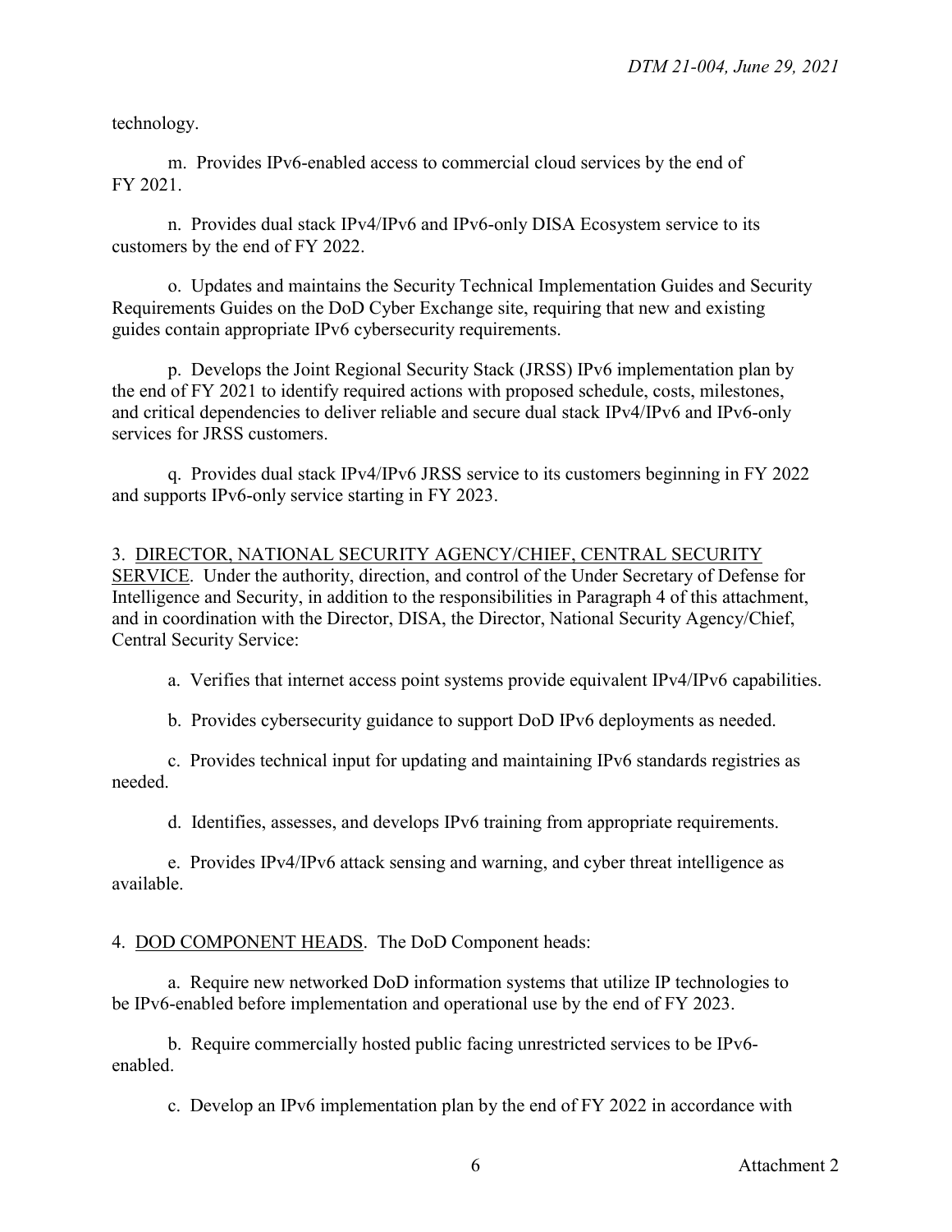technology.

m. Provides IPv6-enabled access to commercial cloud services by the end of FY 2021.

n. Provides dual stack IPv4/IPv6 and IPv6-only DISA Ecosystem service to its customers by the end of FY 2022.

o. Updates and maintains the Security Technical Implementation Guides and Security Requirements Guides on the DoD Cyber Exchange site, requiring that new and existing guides contain appropriate IPv6 cybersecurity requirements.

p. Develops the Joint Regional Security Stack (JRSS) IPv6 implementation plan by the end of FY 2021 to identify required actions with proposed schedule, costs, milestones, and critical dependencies to deliver reliable and secure dual stack IPv4/IPv6 and IPv6-only services for JRSS customers.

q. Provides dual stack IPv4/IPv6 JRSS service to its customers beginning in FY 2022 and supports IPv6-only service starting in FY 2023.

3. DIRECTOR, NATIONAL SECURITY AGENCY/CHIEF, CENTRAL SECURITY SERVICE. Under the authority, direction, and control of the Under Secretary of Defense for Intelligence and Security, in addition to the responsibilities in Paragraph 4 of this attachment, and in coordination with the Director, DISA, the Director, National Security Agency/Chief, Central Security Service:

a. Verifies that internet access point systems provide equivalent IPv4/IPv6 capabilities.

b. Provides cybersecurity guidance to support DoD IPv6 deployments as needed.

c. Provides technical input for updating and maintaining IPv6 standards registries as needed.

d. Identifies, assesses, and develops IPv6 training from appropriate requirements.

e. Provides IPv4/IPv6 attack sensing and warning, and cyber threat intelligence as available.

4. DOD COMPONENT HEADS. The DoD Component heads:

a. Require new networked DoD information systems that utilize IP technologies to be IPv6-enabled before implementation and operational use by the end of FY 2023.

b. Require commercially hosted public facing unrestricted services to be IPv6-enabled.

c. Develop an IPv6 implementation plan by the end of FY 2022 in accordance with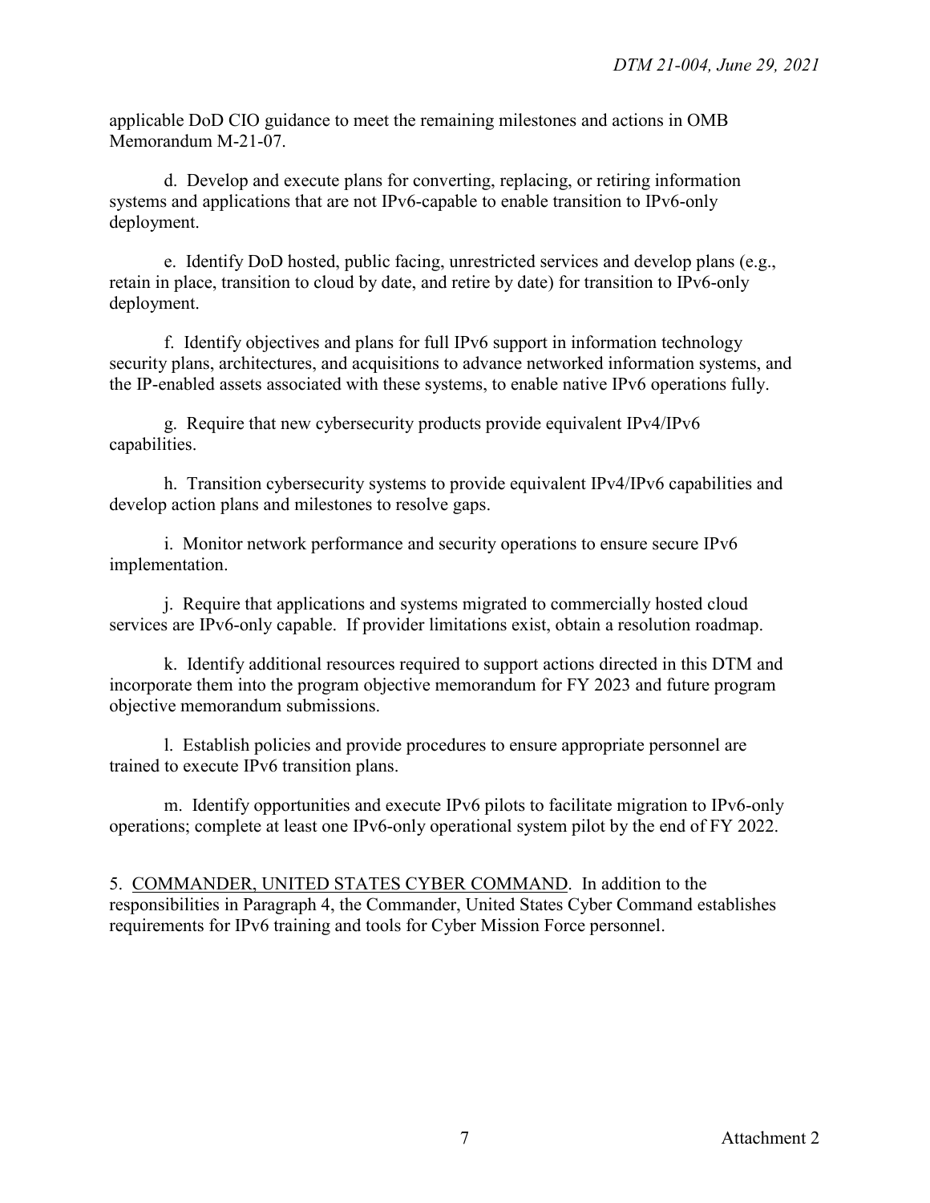applicable DoD CIO guidance to meet the remaining milestones and actions in OMB Memorandum M-21-07.

d. Develop and execute plans for converting, replacing, or retiring information systems and applications that are not IPv6-capable to enable transition to IPv6-only deployment.

e. Identify DoD hosted, public facing, unrestricted services and develop plans (e.g., retain in place, transition to cloud by date, and retire by date) for transition to IPv6-only deployment.

f. Identify objectives and plans for full IPv6 support in information technology security plans, architectures, and acquisitions to advance networked information systems, and the IP-enabled assets associated with these systems, to enable native IPv6 operations fully.

g. Require that new cybersecurity products provide equivalent IPv4/IPv6 capabilities.

h. Transition cybersecurity systems to provide equivalent IPv4/IPv6 capabilities and develop action plans and milestones to resolve gaps.

i. Monitor network performance and security operations to ensure secure IPv6 implementation.

j. Require that applications and systems migrated to commercially hosted cloud services are IPv6-only capable. If provider limitations exist, obtain a resolution roadmap.

k. Identify additional resources required to support actions directed in this DTM and incorporate them into the program objective memorandum for FY 2023 and future program objective memorandum submissions.

l. Establish policies and provide procedures to ensure appropriate personnel are trained to execute IPv6 transition plans.

m. Identify opportunities and execute IPv6 pilots to facilitate migration to IPv6-only operations; complete at least one IPv6-only operational system pilot by the end of FY 2022.

5. COMMANDER, UNITED STATES CYBER COMMAND. In addition to the responsibilities in Paragraph 4, the Commander, United States Cyber Command establishes requirements for IPv6 training and tools for Cyber Mission Force personnel.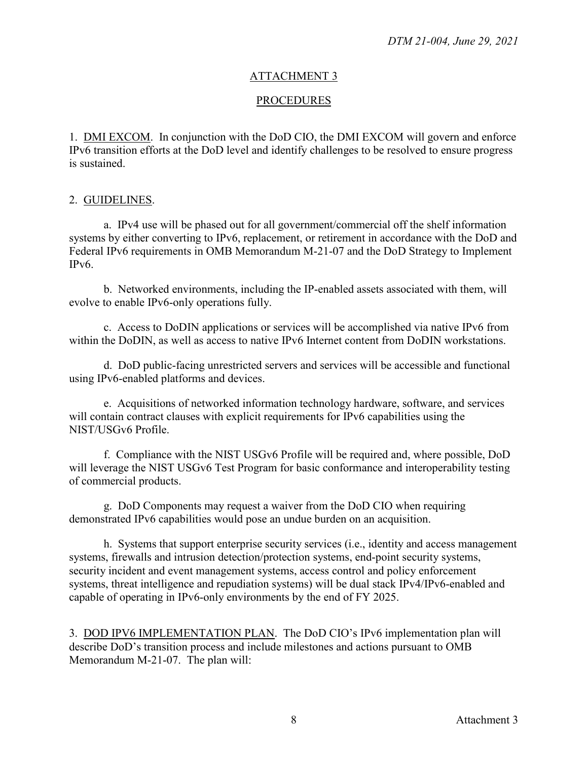# ATTACHMENT 3

## PROCEDURES

1. DMI EXCOM. In conjunction with the DoD CIO, the DMI EXCOM will govern and enforce IPv6 transition efforts at the DoD level and identify challenges to be resolved to ensure progress is sustained.

2. GUIDELINES.

a. IPv4 use will be phased out for all government/commercial off the shelf information systems by either converting to IPv6, replacement, or retirement in accordance with the DoD and Federal IPv6 requirements in OMB Memorandum M-21-07 and the DoD Strategy to Implement IPv6.

b. Networked environments, including the IP-enabled assets associated with them, will evolve to enable IPv6-only operations fully.

c. Access to DoDIN applications or services will be accomplished via native IPv6 from within the DoDIN, as well as access to native IPv6 Internet content from DoDIN workstations.

d. DoD public-facing unrestricted servers and services will be accessible and functional using IPv6-enabled platforms and devices.

e. Acquisitions of networked information technology hardware, software, and services will contain contract clauses with explicit requirements for IPv6 capabilities using the NIST/USGv6 Profile.

f. Compliance with the NIST USGv6 Profile will be required and, where possible, DoD will leverage the NIST USGv6 Test Program for basic conformance and interoperability testing of commercial products.

g. DoD Components may request a waiver from the DoD CIO when requiring demonstrated IPv6 capabilities would pose an undue burden on an acquisition.

h. Systems that support enterprise security services (i.e., identity and access management systems, firewalls and intrusion detection/protection systems, end-point security systems, security incident and event management systems, access control and policy enforcement systems, threat intelligence and repudiation systems) will be dual stack IPv4/IPv6-enabled and capable of operating in IPv6-only environments by the end of FY 2025.

3. DOD IPV6 IMPLEMENTATION PLAN. The DoD CIO's IPv6 implementation plan will describe DoD's transition process and include milestones and actions pursuant to OMB Memorandum M-21-07. The plan will: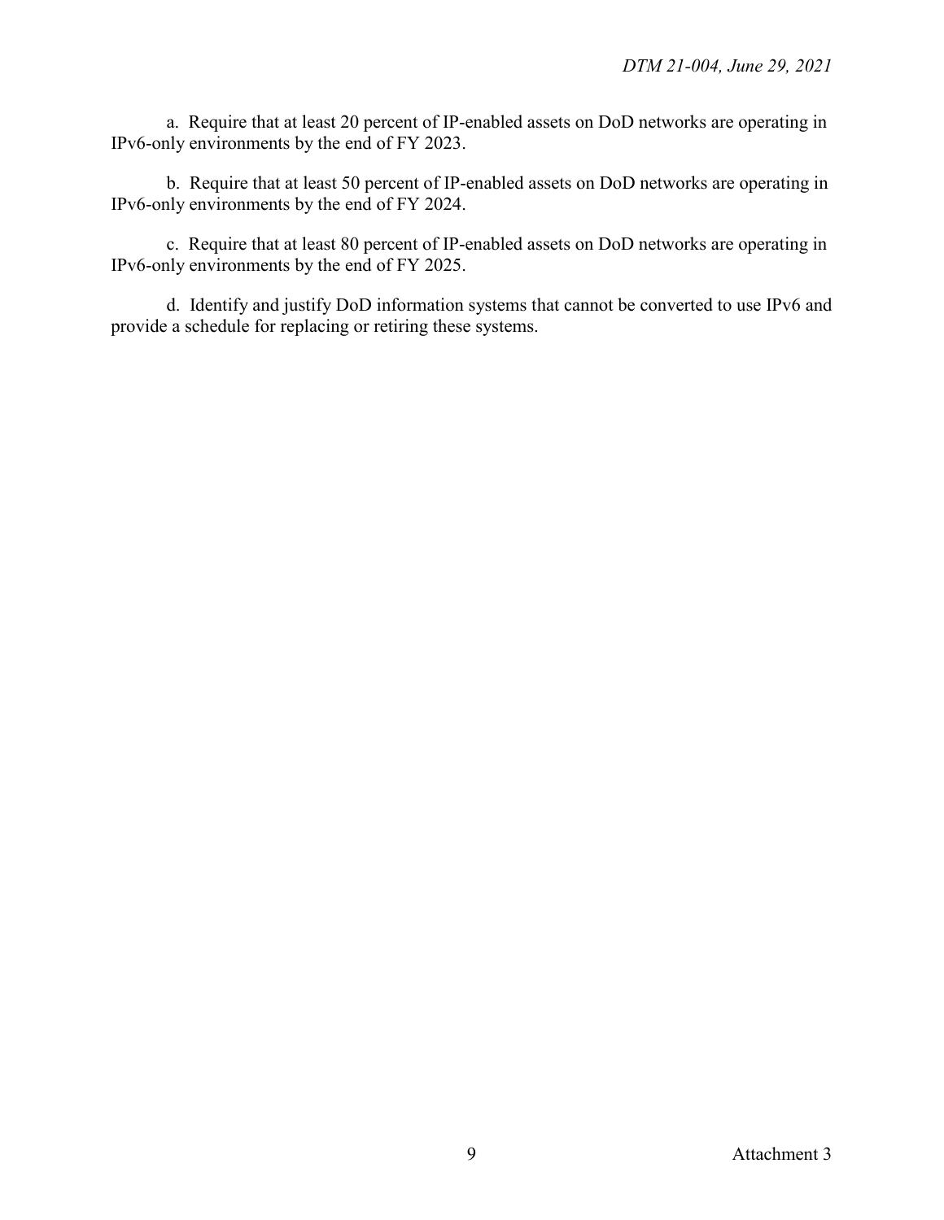a. Require that at least 20 percent of IP-enabled assets on DoD networks are operating in IPv6-only environments by the end of FY 2023.

b. Require that at least 50 percent of IP-enabled assets on DoD networks are operating in IPv6-only environments by the end of FY 2024.

c. Require that at least 80 percent of IP-enabled assets on DoD networks are operating in IPv6-only environments by the end of FY 2025.

d. Identify and justify DoD information systems that cannot be converted to use IPv6 and provide a schedule for replacing or retiring these systems.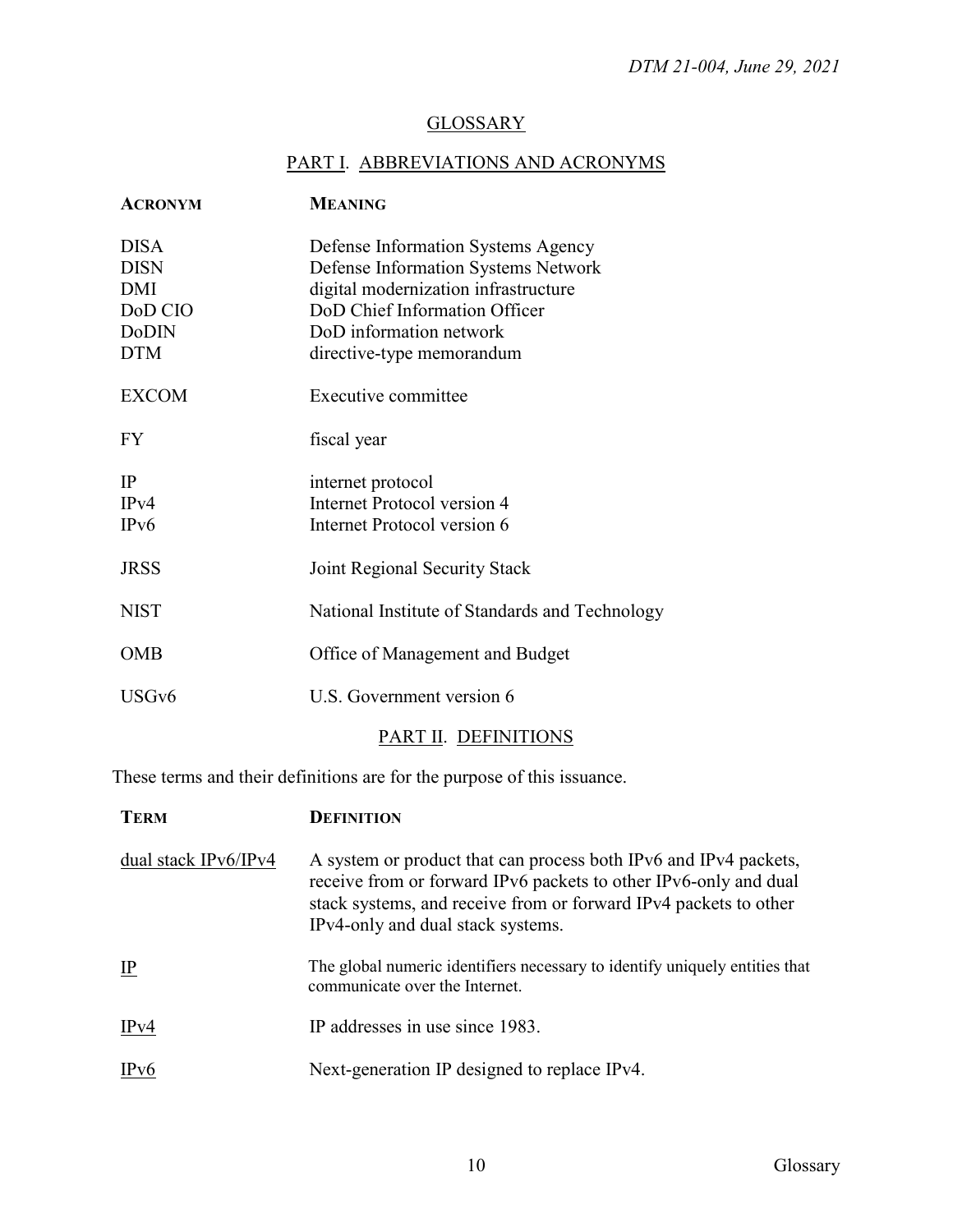# GLOSSARY

## PART I. ABBREVIATIONS AND ACRONYMS

| ACRONYM | MEANING |
| --- | --- |
| DISA | Defense Information Systems Agency |
| DISN | Defense Information Systems Network |
| DMI | digital modernization infrastructure |
| DoD CIO | DoD Chief Information Officer |
| DoDIN | DoD information network |
| DTM | directive-type memorandum |
| EXCOM | Executive committee |
| FY | fiscal year |
| IP | internet protocol |
| IPv4 | Internet Protocol version 4 |
| IPv6 | Internet Protocol version 6 |
| JRSS | Joint Regional Security Stack |
| NIST | National Institute of Standards and Technology |
| OMB | Office of Management and Budget |
| USGv6 | U.S. Government version 6 |

## PART II. DEFINITIONS

These terms and their definitions are for the purpose of this issuance.

| TERM | DEFINITION |
| --- | --- |
| dual stack IPv6/IPv4 | A system or product that can process both IPv6 and IPv4 packets, receive from or forward IPv6 packets to other IPv6-only and dual stack systems, and receive from or forward IPv4 packets to other IPv4-only and dual stack systems. |
| IP | The global numeric identifiers necessary to identify uniquely entities that communicate over the Internet. |
| IPv4 | IP addresses in use since 1983. |
| IPv6 | Next-generation IP designed to replace IPv4. |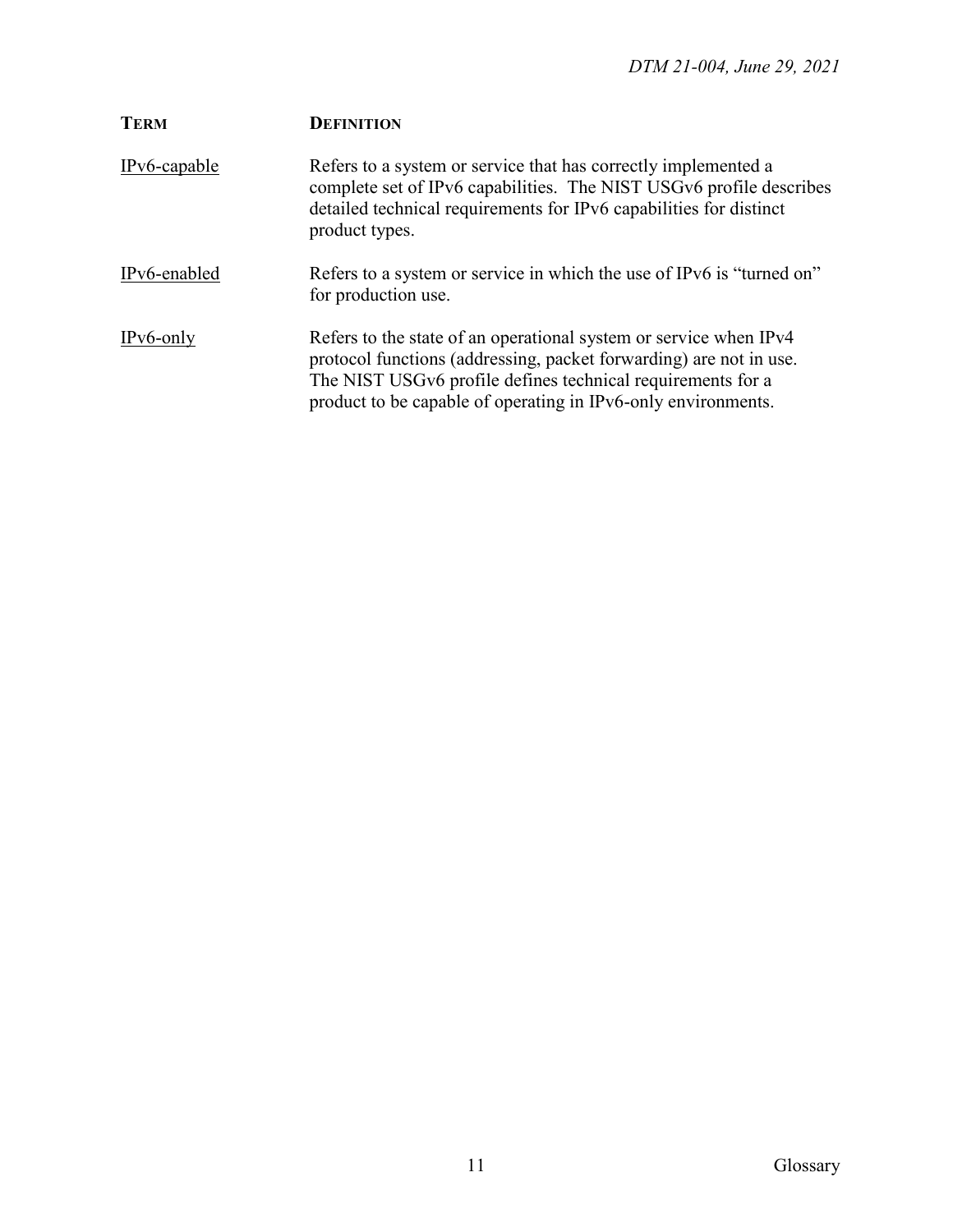| **TERM** | **DEFINITION** |
|---|---|
| IPv6-capable | Refers to a system or service that has correctly implemented a complete set of IPv6 capabilities. The NIST USGv6 profile describes detailed technical requirements for IPv6 capabilities for distinct product types. |
| IPv6-enabled | Refers to a system or service in which the use of IPv6 is "turned on" for production use. |
| IPv6-only | Refers to the state of an operational system or service when IPv4 protocol functions (addressing, packet forwarding) are not in use. The NIST USGv6 profile defines technical requirements for a product to be capable of operating in IPv6-only environments. |